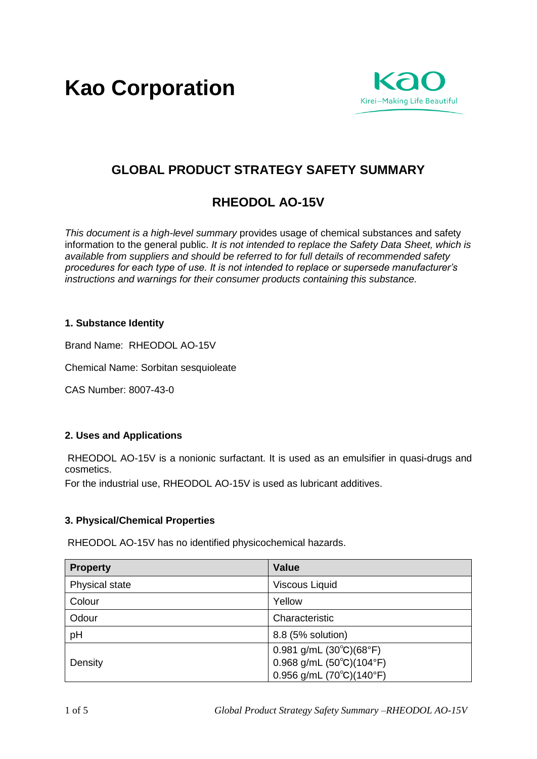# Kao Corporation

Kao
Kirei–Making Life Beautiful

## GLOBAL PRODUCT STRATEGY SAFETY SUMMARY

## RHEODOL AO-15V

*This document is a high-level summary* provides usage of chemical substances and safety information to the general public. *It is not intended to replace the Safety Data Sheet, which is available from suppliers and should be referred to for full details of recommended safety procedures for each type of use. It is not intended to replace or supersede manufacturer's instructions and warnings for their consumer products containing this substance.*

### 1. Substance Identity

Brand Name: RHEODOL AO-15V

Chemical Name: Sorbitan sesquioleate

CAS Number: 8007-43-0

### 2. Uses and Applications

RHEODOL AO-15V is a nonionic surfactant. It is used as an emulsifier in quasi-drugs and cosmetics.

For the industrial use, RHEODOL AO-15V is used as lubricant additives.

### 3. Physical/Chemical Properties

RHEODOL AO-15V has no identified physicochemical hazards.

| Property | Value |
|---|---|
| Physical state | Viscous Liquid |
| Colour | Yellow |
| Odour | Characteristic |
| pH | 8.8 (5% solution) |
| Density | 0.981 g/mL (30℃)(68°F)<br>0.968 g/mL (50℃)(104°F)<br>0.956 g/mL (70℃)(140°F) |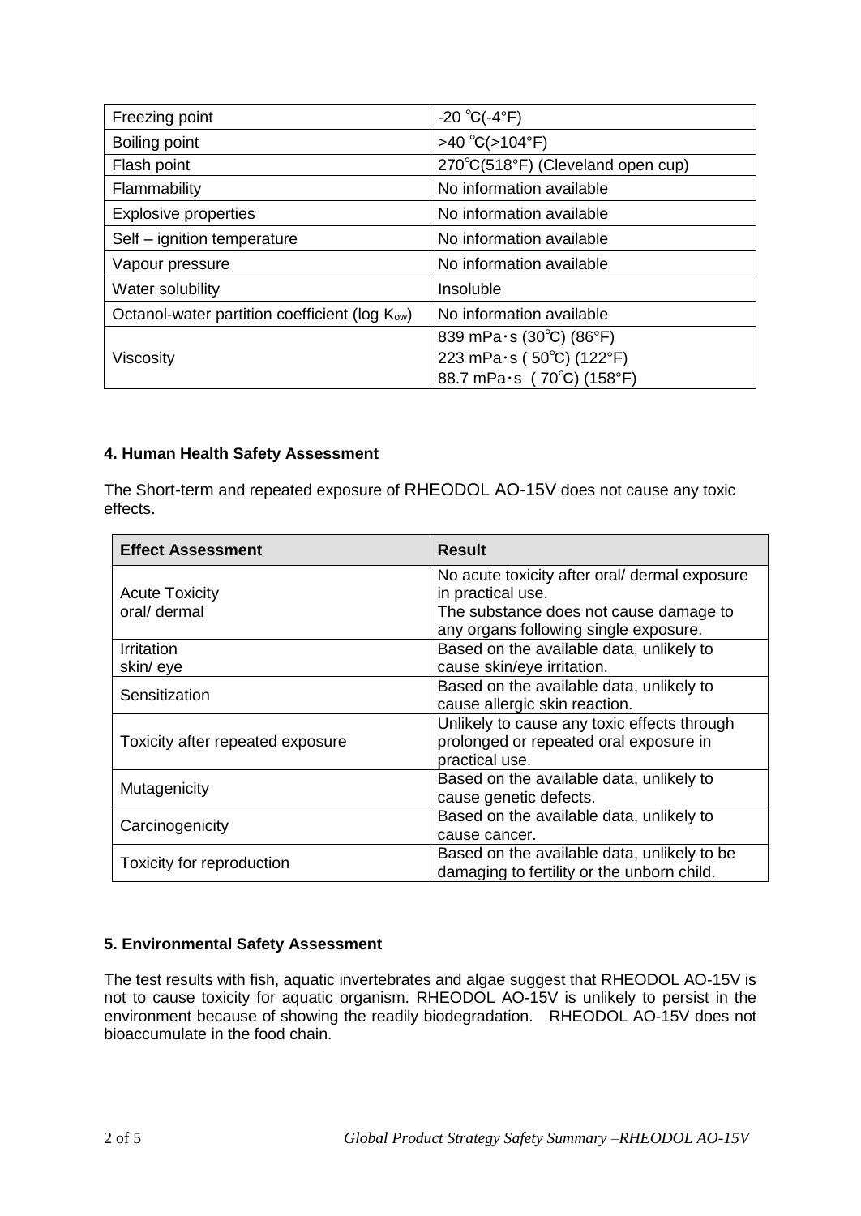| Freezing point | -20 ℃(-4°F) |
|---|---|
| Boiling point | >40 ℃(>104°F) |
| Flash point | 270℃(518°F) (Cleveland open cup) |
| Flammability | No information available |
| Explosive properties | No information available |
| Self – ignition temperature | No information available |
| Vapour pressure | No information available |
| Water solubility | Insoluble |
| Octanol-water partition coefficient (log $K_{ow}$) | No information available |
| Viscosity | 839 mPa·s (30℃) (86°F)<br>223 mPa·s ( 50℃) (122°F)<br>88.7 mPa·s ( 70℃) (158°F) |

### 4. Human Health Safety Assessment

The Short-term and repeated exposure of RHEODOL AO-15V does not cause any toxic effects.

| Effect Assessment | Result |
|---|---|
| Acute Toxicity<br>oral/ dermal | No acute toxicity after oral/ dermal exposure in practical use.<br>The substance does not cause damage to any organs following single exposure. |
| Irritation<br>skin/ eye | Based on the available data, unlikely to cause skin/eye irritation. |
| Sensitization | Based on the available data, unlikely to cause allergic skin reaction. |
| Toxicity after repeated exposure | Unlikely to cause any toxic effects through prolonged or repeated oral exposure in practical use. |
| Mutagenicity | Based on the available data, unlikely to cause genetic defects. |
| Carcinogenicity | Based on the available data, unlikely to cause cancer. |
| Toxicity for reproduction | Based on the available data, unlikely to be damaging to fertility or the unborn child. |

### 5. Environmental Safety Assessment

The test results with fish, aquatic invertebrates and algae suggest that RHEODOL AO-15V is not to cause toxicity for aquatic organism. RHEODOL AO-15V is unlikely to persist in the environment because of showing the readily biodegradation. RHEODOL AO-15V does not bioaccumulate in the food chain.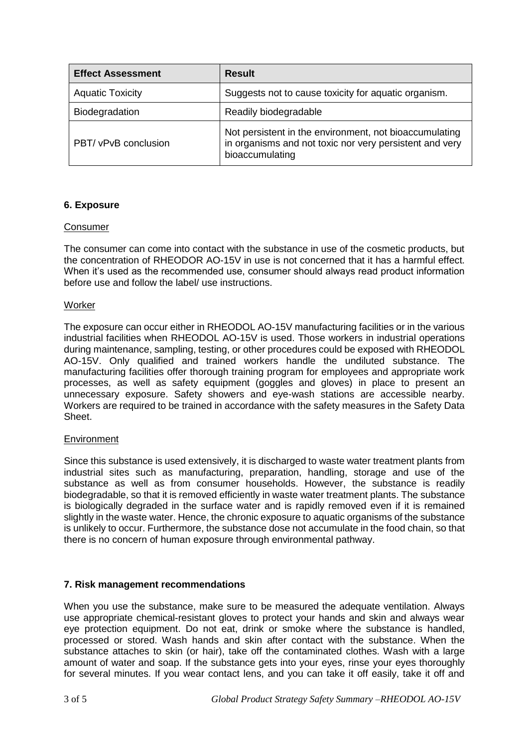| Effect Assessment | Result |
|---|---|
| Aquatic Toxicity | Suggests not to cause toxicity for aquatic organism. |
| Biodegradation | Readily biodegradable |
| PBT/ vPvB conclusion | Not persistent in the environment, not bioaccumulating in organisms and not toxic nor very persistent and very bioaccumulating |

## 6. Exposure

Consumer

The consumer can come into contact with the substance in use of the cosmetic products, but the concentration of RHEODOR AO-15V in use is not concerned that it has a harmful effect. When it's used as the recommended use, consumer should always read product information before use and follow the label/ use instructions.

Worker

The exposure can occur either in RHEODOL AO-15V manufacturing facilities or in the various industrial facilities when RHEODOL AO-15V is used. Those workers in industrial operations during maintenance, sampling, testing, or other procedures could be exposed with RHEODOL AO-15V. Only qualified and trained workers handle the undiluted substance. The manufacturing facilities offer thorough training program for employees and appropriate work processes, as well as safety equipment (goggles and gloves) in place to present an unnecessary exposure. Safety showers and eye-wash stations are accessible nearby. Workers are required to be trained in accordance with the safety measures in the Safety Data Sheet.

Environment

Since this substance is used extensively, it is discharged to waste water treatment plants from industrial sites such as manufacturing, preparation, handling, storage and use of the substance as well as from consumer households. However, the substance is readily biodegradable, so that it is removed efficiently in waste water treatment plants. The substance is biologically degraded in the surface water and is rapidly removed even if it is remained slightly in the waste water. Hence, the chronic exposure to aquatic organisms of the substance is unlikely to occur. Furthermore, the substance dose not accumulate in the food chain, so that there is no concern of human exposure through environmental pathway.

## 7. Risk management recommendations

When you use the substance, make sure to be measured the adequate ventilation. Always use appropriate chemical-resistant gloves to protect your hands and skin and always wear eye protection equipment. Do not eat, drink or smoke where the substance is handled, processed or stored. Wash hands and skin after contact with the substance. When the substance attaches to skin (or hair), take off the contaminated clothes. Wash with a large amount of water and soap. If the substance gets into your eyes, rinse your eyes thoroughly for several minutes. If you wear contact lens, and you can take it off easily, take it off and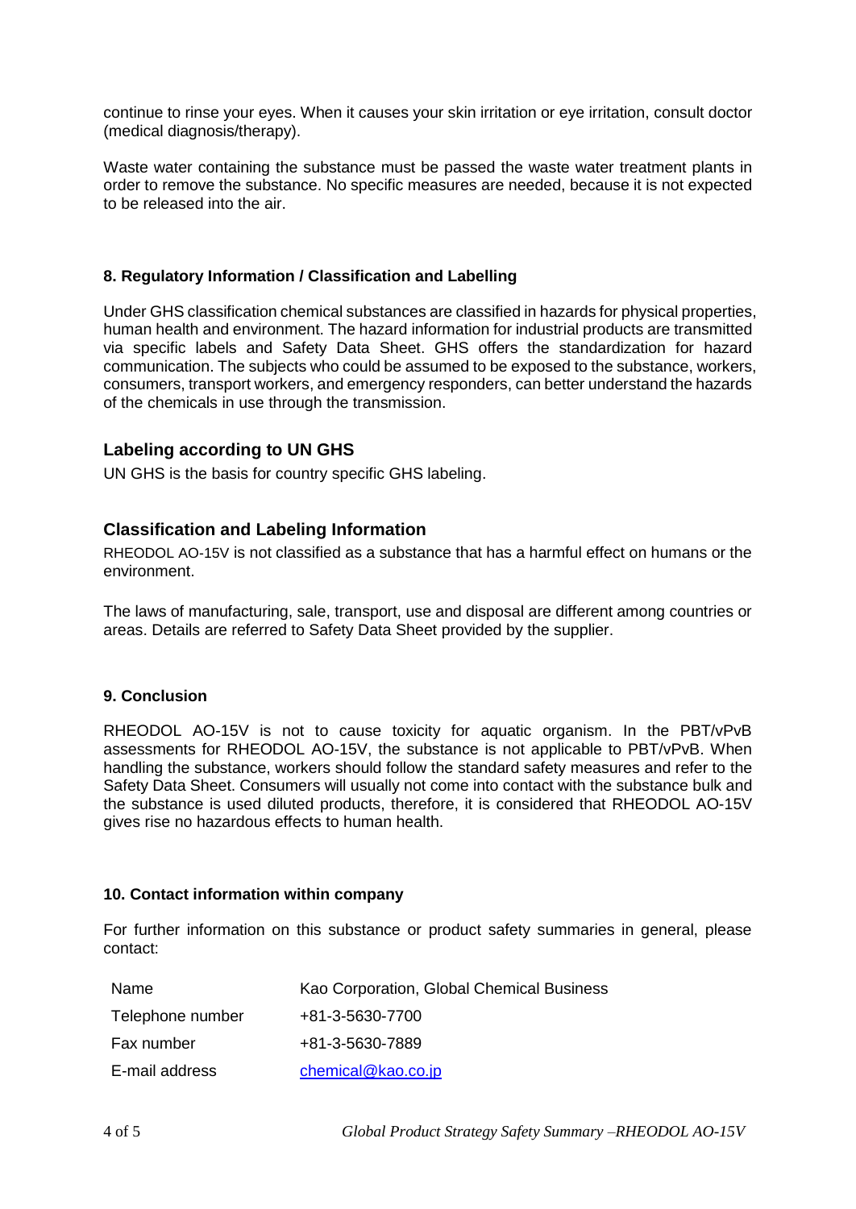continue to rinse your eyes. When it causes your skin irritation or eye irritation, consult doctor (medical diagnosis/therapy).

Waste water containing the substance must be passed the waste water treatment plants in order to remove the substance. No specific measures are needed, because it is not expected to be released into the air.

### 8. Regulatory Information / Classification and Labelling

Under GHS classification chemical substances are classified in hazards for physical properties, human health and environment. The hazard information for industrial products are transmitted via specific labels and Safety Data Sheet. GHS offers the standardization for hazard communication. The subjects who could be assumed to be exposed to the substance, workers, consumers, transport workers, and emergency responders, can better understand the hazards of the chemicals in use through the transmission.

### Labeling according to UN GHS

UN GHS is the basis for country specific GHS labeling.

### Classification and Labeling Information

RHEODOL AO-15V is not classified as a substance that has a harmful effect on humans or the environment.

The laws of manufacturing, sale, transport, use and disposal are different among countries or areas. Details are referred to Safety Data Sheet provided by the supplier.

### 9. Conclusion

RHEODOL AO-15V is not to cause toxicity for aquatic organism. In the PBT/vPvB assessments for RHEODOL AO-15V, the substance is not applicable to PBT/vPvB. When handling the substance, workers should follow the standard safety measures and refer to the Safety Data Sheet. Consumers will usually not come into contact with the substance bulk and the substance is used diluted products, therefore, it is considered that RHEODOL AO-15V gives rise no hazardous effects to human health.

### 10. Contact information within company

For further information on this substance or product safety summaries in general, please contact:

| | |
|---|---|
| Name | Kao Corporation, Global Chemical Business |
| Telephone number | +81-3-5630-7700 |
| Fax number | +81-3-5630-7889 |
| E-mail address | chemical@kao.co.jp |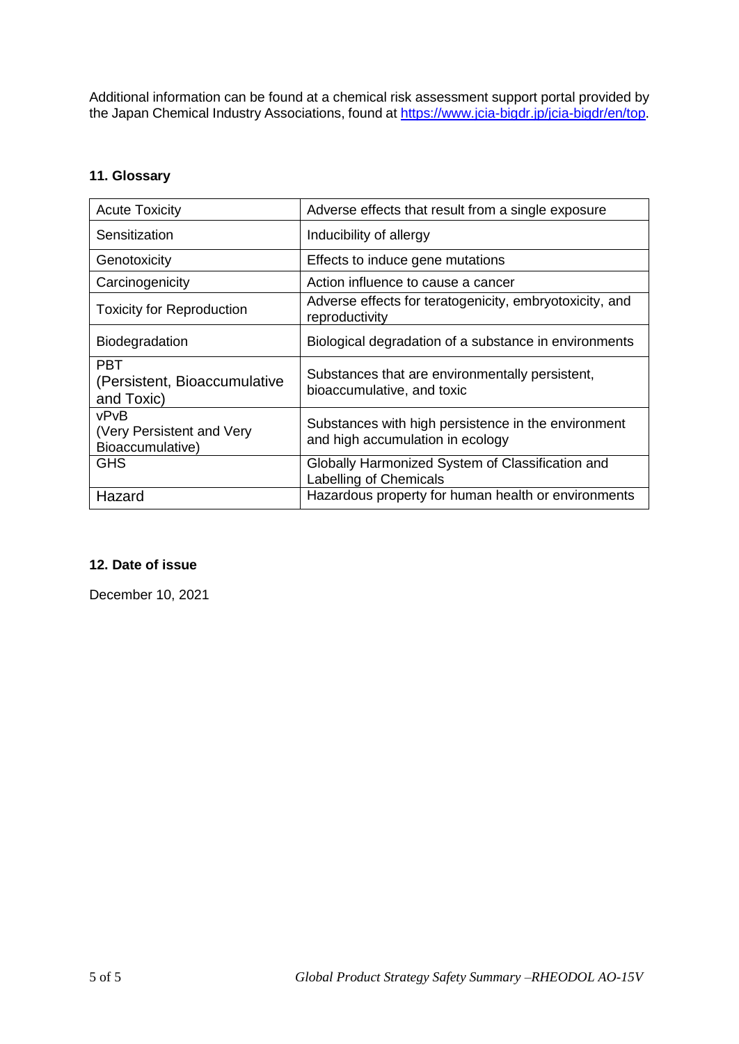Additional information can be found at a chemical risk assessment support portal provided by the Japan Chemical Industry Associations, found at https://www.jcia-bigdr.jp/jcia-bigdr/en/top.

## 11. Glossary

| | |
|---|---|
| Acute Toxicity | Adverse effects that result from a single exposure |
| Sensitization | Inducibility of allergy |
| Genotoxicity | Effects to induce gene mutations |
| Carcinogenicity | Action influence to cause a cancer |
| Toxicity for Reproduction | Adverse effects for teratogenicity, embryotoxicity, and reproductivity |
| Biodegradation | Biological degradation of a substance in environments |
| PBT (Persistent, Bioaccumulative and Toxic) | Substances that are environmentally persistent, bioaccumulative, and toxic |
| vPvB (Very Persistent and Very Bioaccumulative) | Substances with high persistence in the environment and high accumulation in ecology |
| GHS | Globally Harmonized System of Classification and Labelling of Chemicals |
| Hazard | Hazardous property for human health or environments |

## 12. Date of issue

December 10, 2021